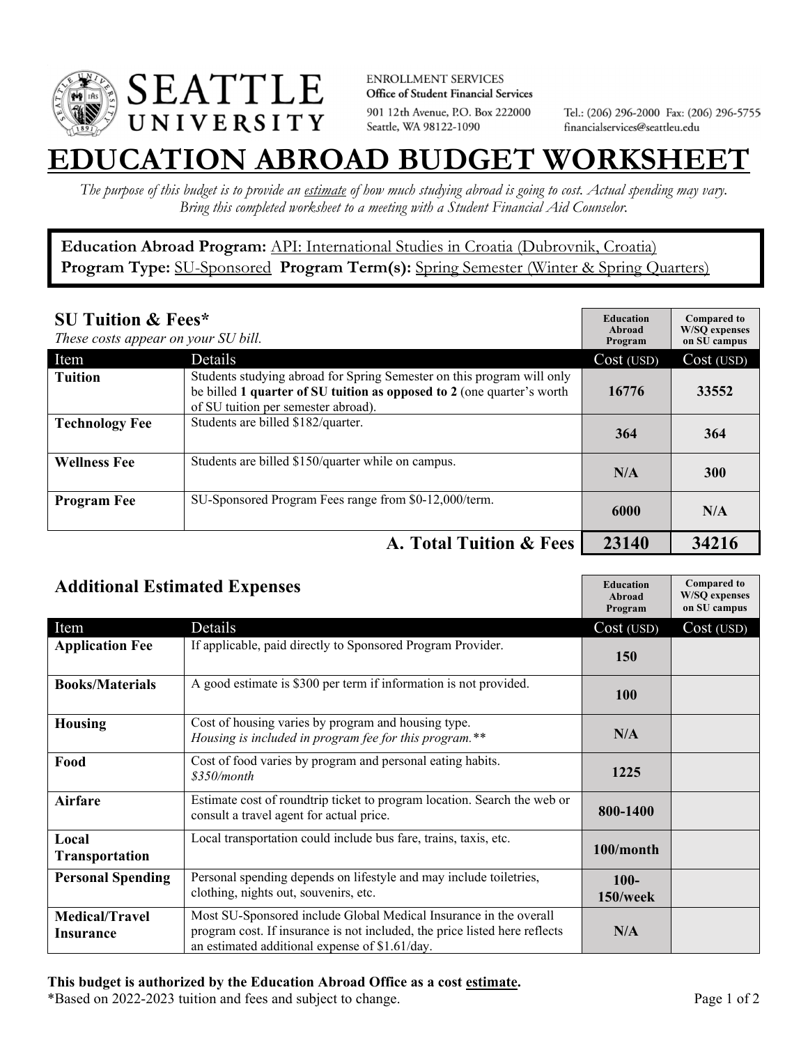SEATTLE UNIVERSITY

ENROLLMENT SERVICES
**Office of Student Financial Services**
901 12th Avenue, P.O. Box 222000
Seattle, WA 98122-1090

Tel.: (206) 296-2000 Fax: (206) 296-5755
financialservices@seattleu.edu

# EDUCATION ABROAD BUDGET WORKSHEET

*The purpose of this budget is to provide an estimate of how much studying abroad is going to cost. Actual spending may vary. Bring this completed worksheet to a meeting with a Student Financial Aid Counselor.*

**Education Abroad Program:** API: International Studies in Croatia (Dubrovnik, Croatia)
**Program Type:** SU-Sponsored **Program Term(s):** Spring Semester (Winter & Spring Quarters)

## SU Tuition & Fees*

*These costs appear on your SU bill.*

| Item | Details | Education Abroad Program Cost (USD) | Compared to W/SQ expenses on SU campus Cost (USD) |
|---|---|---|---|
| **Tuition** | Students studying abroad for Spring Semester on this program will only be billed **1 quarter of SU tuition as opposed to 2** (one quarter's worth of SU tuition per semester abroad). | 16776 | 33552 |
| **Technology Fee** | Students are billed $182/quarter. | 364 | 364 |
| **Wellness Fee** | Students are billed $150/quarter while on campus. | N/A | 300 |
| **Program Fee** | SU-Sponsored Program Fees range from $0-12,000/term. | 6000 | N/A |
| | **A. Total Tuition & Fees** | **23140** | **34216** |

## Additional Estimated Expenses

| Item | Details | Education Abroad Program Cost (USD) | Compared to W/SQ expenses on SU campus Cost (USD) |
|---|---|---|---|
| **Application Fee** | If applicable, paid directly to Sponsored Program Provider. | 150 | |
| **Books/Materials** | A good estimate is $300 per term if information is not provided. | 100 | |
| **Housing** | Cost of housing varies by program and housing type. *Housing is included in program fee for this program.** | N/A | |
| **Food** | Cost of food varies by program and personal eating habits. *$350/month* | 1225 | |
| **Airfare** | Estimate cost of roundtrip ticket to program location. Search the web or consult a travel agent for actual price. | 800-1400 | |
| **Local Transportation** | Local transportation could include bus fare, trains, taxis, etc. | 100/month | |
| **Personal Spending** | Personal spending depends on lifestyle and may include toiletries, clothing, nights out, souvenirs, etc. | 100-150/week | |
| **Medical/Travel Insurance** | Most SU-Sponsored include Global Medical Insurance in the overall program cost. If insurance is not included, the price listed here reflects an estimated additional expense of $1.61/day. | N/A | |

**This budget is authorized by the Education Abroad Office as a cost estimate.**
*Based on 2022-2023 tuition and fees and subject to change.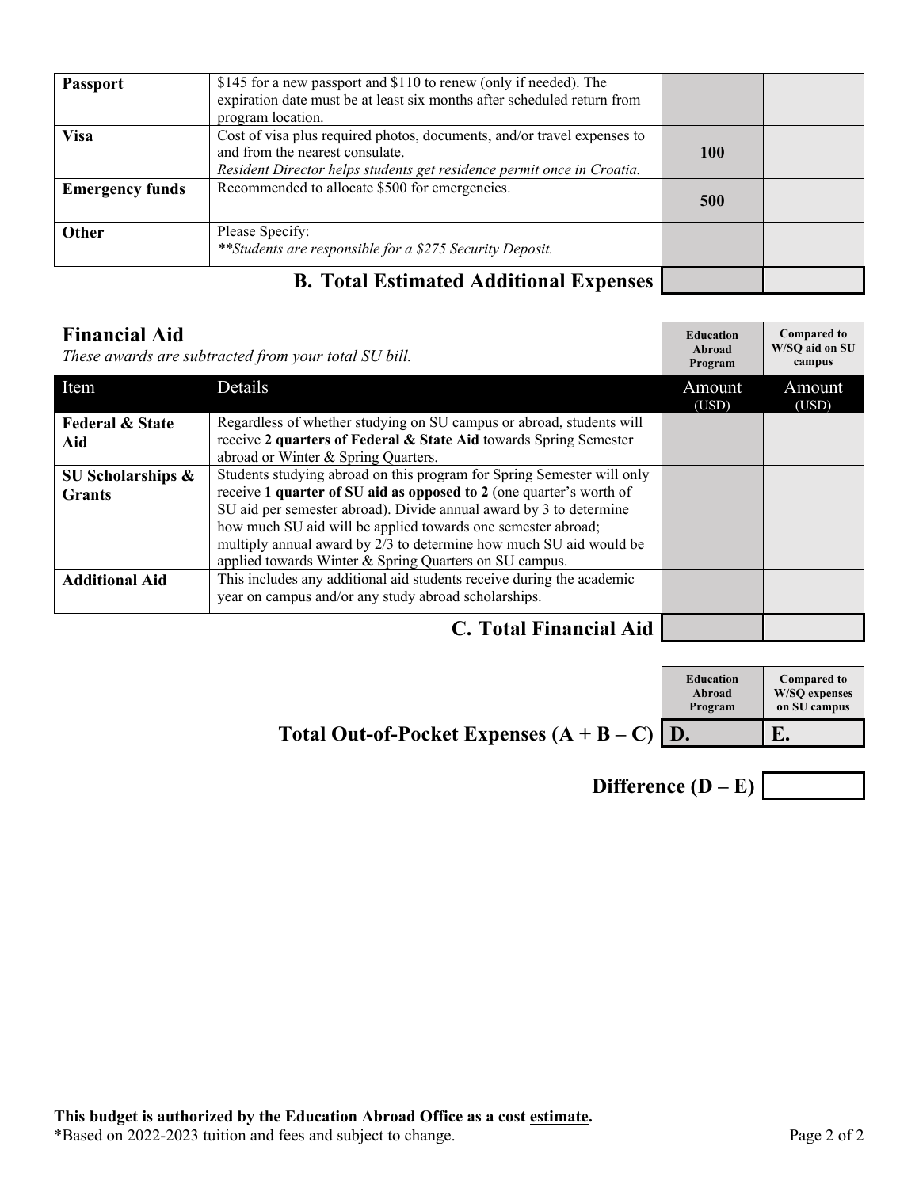| | | | |
|---|---|---|---|
| **Passport** | $145 for a new passport and $110 to renew (only if needed). The expiration date must be at least six months after scheduled return from program location. | | |
| **Visa** | Cost of visa plus required photos, documents, and/or travel expenses to and from the nearest consulate. *Resident Director helps students get residence permit once in Croatia.* | **100** | |
| **Emergency funds** | Recommended to allocate $500 for emergencies. | **500** | |
| **Other** | Please Specify: ***Students are responsible for a $275 Security Deposit.* | | |
| | **B. Total Estimated Additional Expenses** | | |

## Financial Aid

*These awards are subtracted from your total SU bill.*

| Item | Details | Education Abroad Program Amount (USD) | Compared to W/SQ aid on SU campus Amount (USD) |
|---|---|---|---|
| **Federal & State Aid** | Regardless of whether studying on SU campus or abroad, students will receive **2 quarters of Federal & State Aid** towards Spring Semester abroad or Winter & Spring Quarters. | | |
| **SU Scholarships & Grants** | Students studying abroad on this program for Spring Semester will only receive **1 quarter of SU aid as opposed to 2** (one quarter's worth of SU aid per semester abroad). Divide annual award by 3 to determine how much SU aid will be applied towards one semester abroad; multiply annual award by 2/3 to determine how much SU aid would be applied towards Winter & Spring Quarters on SU campus. | | |
| **Additional Aid** | This includes any additional aid students receive during the academic year on campus and/or any study abroad scholarships. | | |
| | **C. Total Financial Aid** | | |

| | Education Abroad Program | Compared to W/SQ expenses on SU campus |
|---|---|---|
| **Total Out-of-Pocket Expenses (A + B – C)** | **D.** | **E.** |
| **Difference (D – E)** | | |

**This budget is authorized by the Education Abroad Office as a cost estimate.**

*Based on 2022-2023 tuition and fees and subject to change.